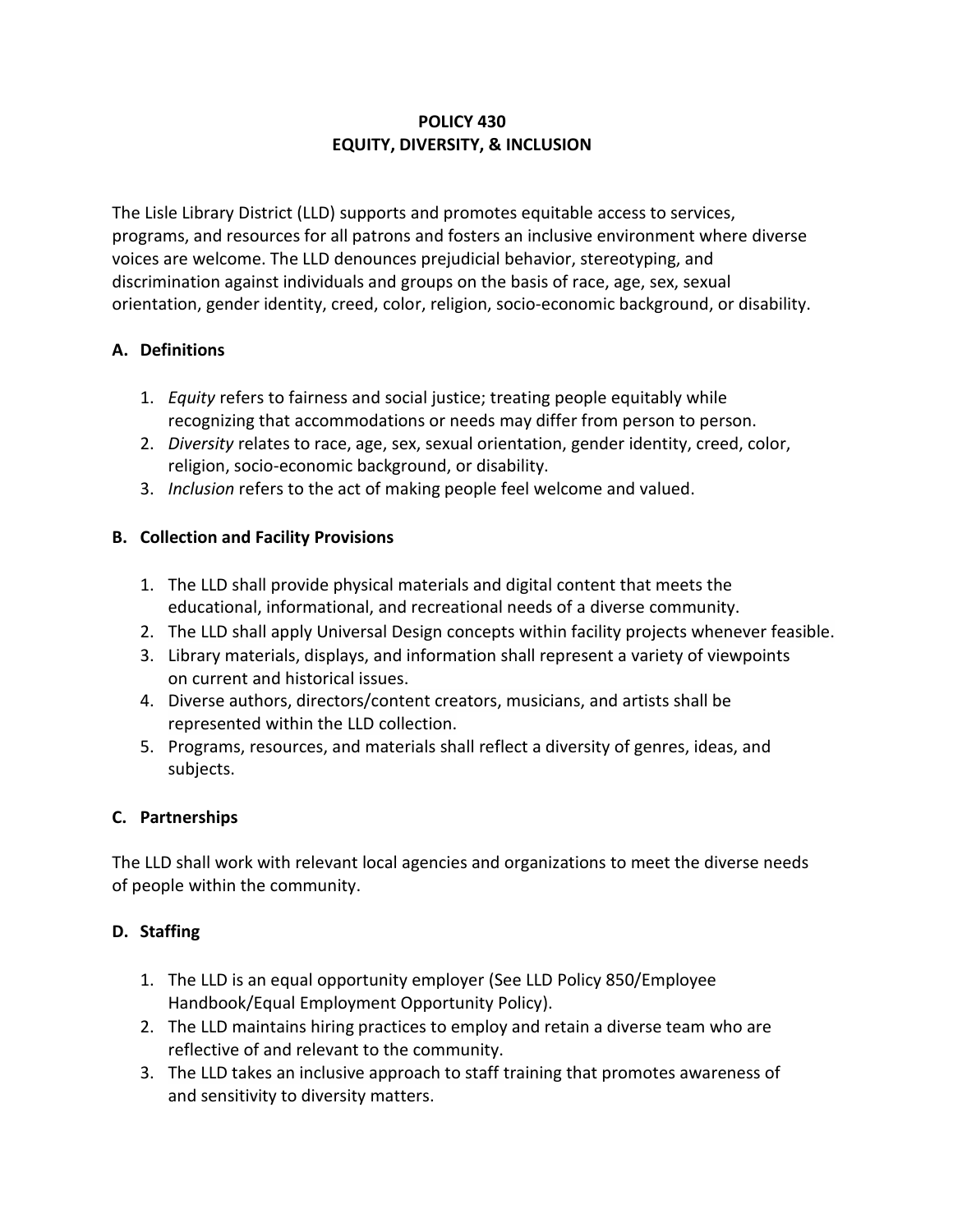# POLICY 430
# EQUITY, DIVERSITY, & INCLUSION

The Lisle Library District (LLD) supports and promotes equitable access to services, programs, and resources for all patrons and fosters an inclusive environment where diverse voices are welcome. The LLD denounces prejudicial behavior, stereotyping, and discrimination against individuals and groups on the basis of race, age, sex, sexual orientation, gender identity, creed, color, religion, socio-economic background, or disability.

## A. Definitions

1. *Equity* refers to fairness and social justice; treating people equitably while recognizing that accommodations or needs may differ from person to person.
2. *Diversity* relates to race, age, sex, sexual orientation, gender identity, creed, color, religion, socio-economic background, or disability.
3. *Inclusion* refers to the act of making people feel welcome and valued.

## B. Collection and Facility Provisions

1. The LLD shall provide physical materials and digital content that meets the educational, informational, and recreational needs of a diverse community.
2. The LLD shall apply Universal Design concepts within facility projects whenever feasible.
3. Library materials, displays, and information shall represent a variety of viewpoints on current and historical issues.
4. Diverse authors, directors/content creators, musicians, and artists shall be represented within the LLD collection.
5. Programs, resources, and materials shall reflect a diversity of genres, ideas, and subjects.

## C. Partnerships

The LLD shall work with relevant local agencies and organizations to meet the diverse needs of people within the community.

## D. Staffing

1. The LLD is an equal opportunity employer (See LLD Policy 850/Employee Handbook/Equal Employment Opportunity Policy).
2. The LLD maintains hiring practices to employ and retain a diverse team who are reflective of and relevant to the community.
3. The LLD takes an inclusive approach to staff training that promotes awareness of and sensitivity to diversity matters.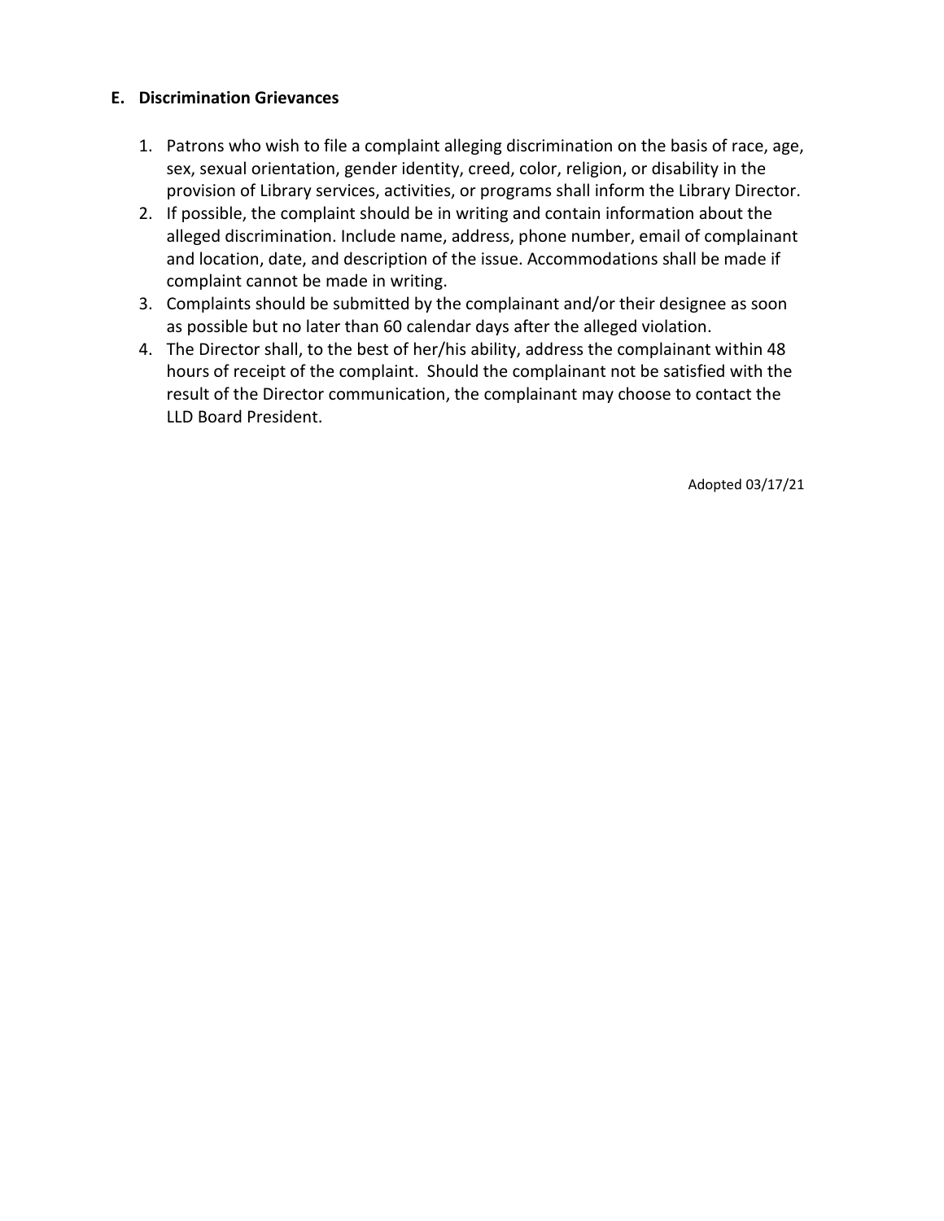### E. Discrimination Grievances

1. Patrons who wish to file a complaint alleging discrimination on the basis of race, age, sex, sexual orientation, gender identity, creed, color, religion, or disability in the provision of Library services, activities, or programs shall inform the Library Director.
2. If possible, the complaint should be in writing and contain information about the alleged discrimination. Include name, address, phone number, email of complainant and location, date, and description of the issue. Accommodations shall be made if complaint cannot be made in writing.
3. Complaints should be submitted by the complainant and/or their designee as soon as possible but no later than 60 calendar days after the alleged violation.
4. The Director shall, to the best of her/his ability, address the complainant within 48 hours of receipt of the complaint. Should the complainant not be satisfied with the result of the Director communication, the complainant may choose to contact the LLD Board President.

Adopted 03/17/21